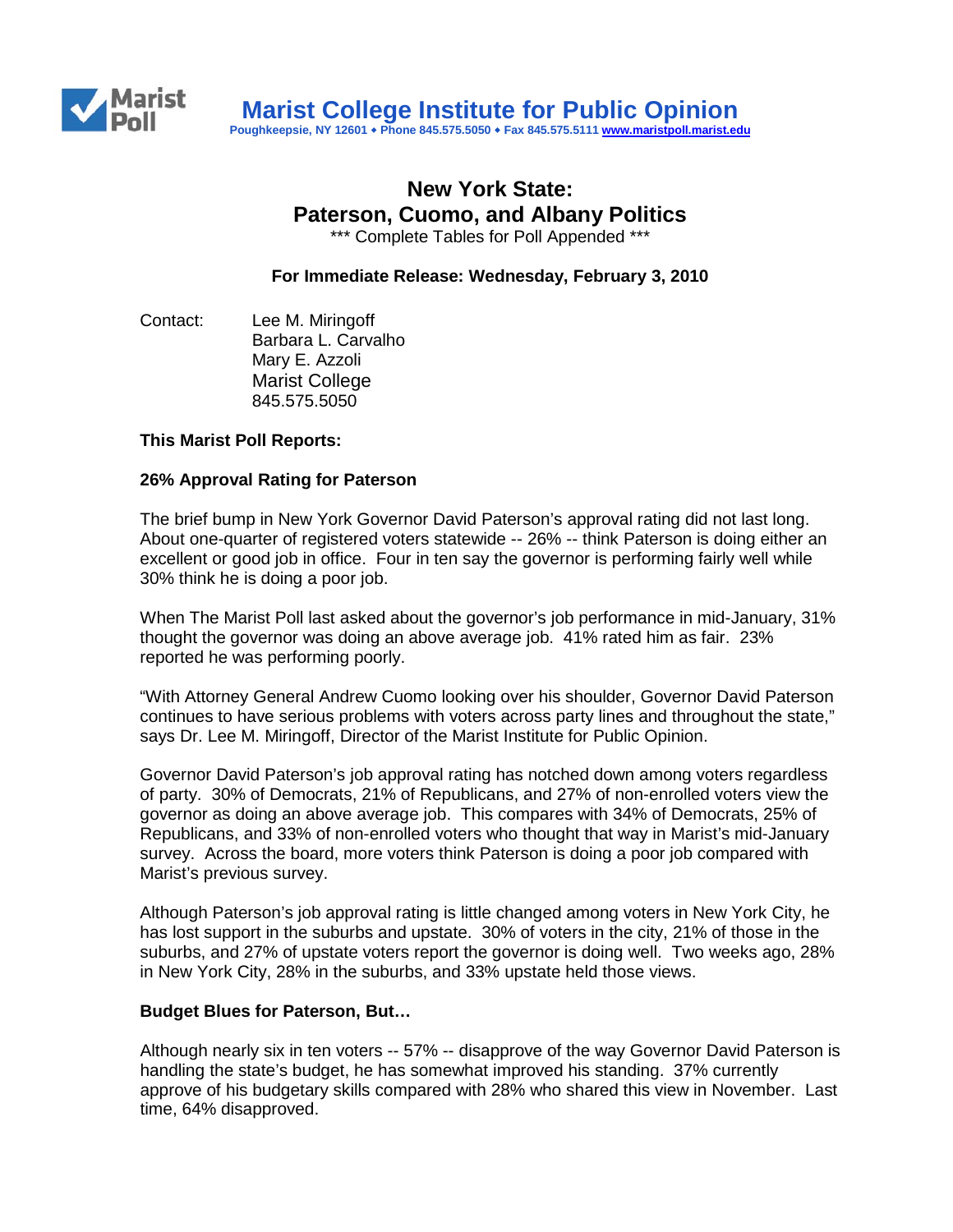# Marist College Institute for Public Opinion

Poughkeepsie, NY 12601 • Phone 845.575.5050 • Fax 845.575.5111 www.maristpoll.marist.edu

## New York State: Paterson, Cuomo, and Albany Politics

*** Complete Tables for Poll Appended ***

**For Immediate Release: Wednesday, February 3, 2010**

Contact: Lee M. Miringoff
Barbara L. Carvalho
Mary E. Azzoli
Marist College
845.575.5050

**This Marist Poll Reports:**

**26% Approval Rating for Paterson**

The brief bump in New York Governor David Paterson's approval rating did not last long. About one-quarter of registered voters statewide -- 26% -- think Paterson is doing either an excellent or good job in office. Four in ten say the governor is performing fairly well while 30% think he is doing a poor job.

When The Marist Poll last asked about the governor's job performance in mid-January, 31% thought the governor was doing an above average job. 41% rated him as fair. 23% reported he was performing poorly.

"With Attorney General Andrew Cuomo looking over his shoulder, Governor David Paterson continues to have serious problems with voters across party lines and throughout the state," says Dr. Lee M. Miringoff, Director of the Marist Institute for Public Opinion.

Governor David Paterson's job approval rating has notched down among voters regardless of party. 30% of Democrats, 21% of Republicans, and 27% of non-enrolled voters view the governor as doing an above average job. This compares with 34% of Democrats, 25% of Republicans, and 33% of non-enrolled voters who thought that way in Marist's mid-January survey. Across the board, more voters think Paterson is doing a poor job compared with Marist's previous survey.

Although Paterson's job approval rating is little changed among voters in New York City, he has lost support in the suburbs and upstate. 30% of voters in the city, 21% of those in the suburbs, and 27% of upstate voters report the governor is doing well. Two weeks ago, 28% in New York City, 28% in the suburbs, and 33% upstate held those views.

**Budget Blues for Paterson, But…**

Although nearly six in ten voters -- 57% -- disapprove of the way Governor David Paterson is handling the state's budget, he has somewhat improved his standing. 37% currently approve of his budgetary skills compared with 28% who shared this view in November. Last time, 64% disapproved.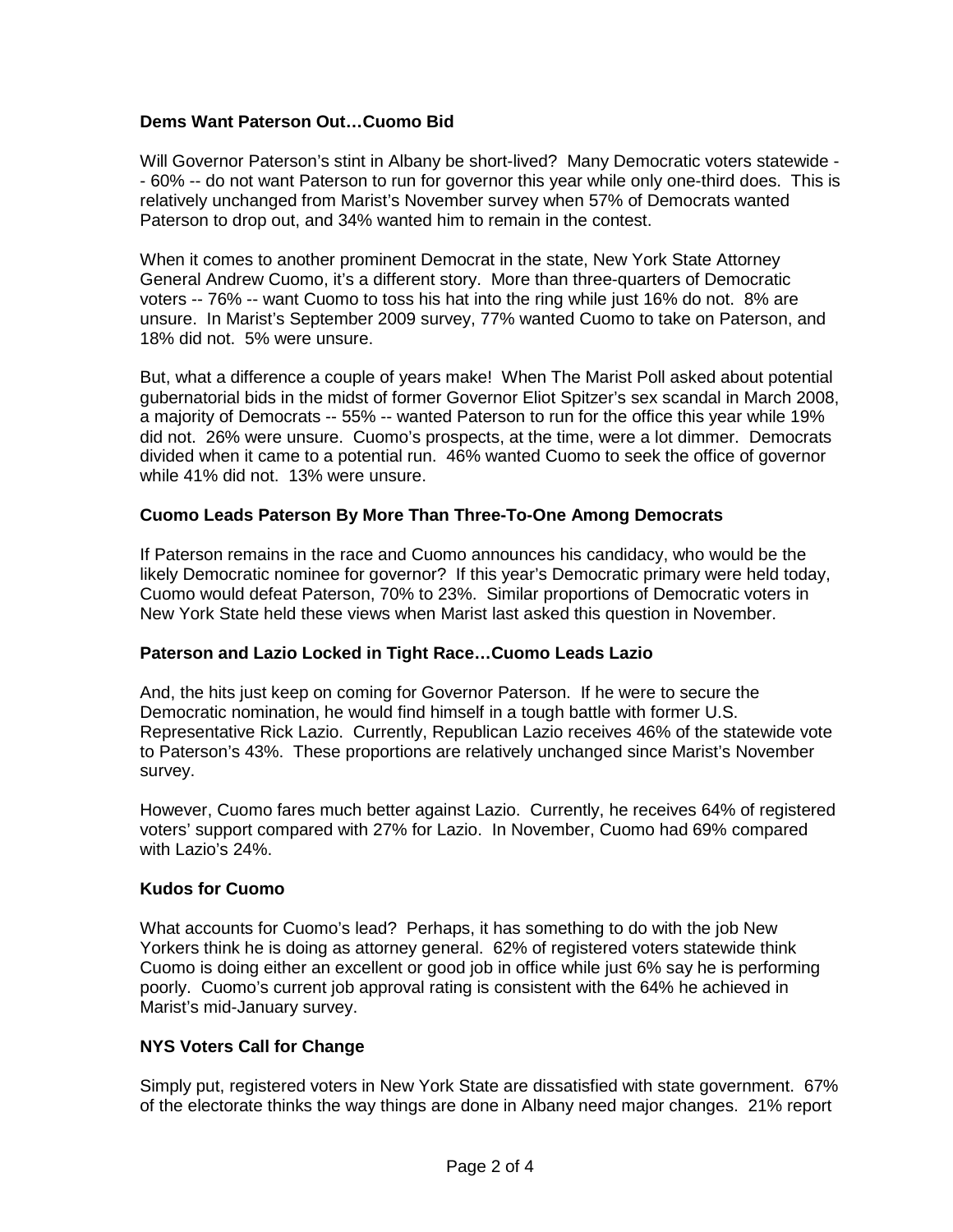**Dems Want Paterson Out…Cuomo Bid**

Will Governor Paterson's stint in Albany be short-lived? Many Democratic voters statewide -- 60% -- do not want Paterson to run for governor this year while only one-third does. This is relatively unchanged from Marist's November survey when 57% of Democrats wanted Paterson to drop out, and 34% wanted him to remain in the contest.

When it comes to another prominent Democrat in the state, New York State Attorney General Andrew Cuomo, it's a different story. More than three-quarters of Democratic voters -- 76% -- want Cuomo to toss his hat into the ring while just 16% do not. 8% are unsure. In Marist's September 2009 survey, 77% wanted Cuomo to take on Paterson, and 18% did not. 5% were unsure.

But, what a difference a couple of years make! When The Marist Poll asked about potential gubernatorial bids in the midst of former Governor Eliot Spitzer's sex scandal in March 2008, a majority of Democrats -- 55% -- wanted Paterson to run for the office this year while 19% did not. 26% were unsure. Cuomo's prospects, at the time, were a lot dimmer. Democrats divided when it came to a potential run. 46% wanted Cuomo to seek the office of governor while 41% did not. 13% were unsure.

**Cuomo Leads Paterson By More Than Three-To-One Among Democrats**

If Paterson remains in the race and Cuomo announces his candidacy, who would be the likely Democratic nominee for governor? If this year's Democratic primary were held today, Cuomo would defeat Paterson, 70% to 23%. Similar proportions of Democratic voters in New York State held these views when Marist last asked this question in November.

**Paterson and Lazio Locked in Tight Race…Cuomo Leads Lazio**

And, the hits just keep on coming for Governor Paterson. If he were to secure the Democratic nomination, he would find himself in a tough battle with former U.S. Representative Rick Lazio. Currently, Republican Lazio receives 46% of the statewide vote to Paterson's 43%. These proportions are relatively unchanged since Marist's November survey.

However, Cuomo fares much better against Lazio. Currently, he receives 64% of registered voters' support compared with 27% for Lazio. In November, Cuomo had 69% compared with Lazio's 24%.

**Kudos for Cuomo**

What accounts for Cuomo's lead? Perhaps, it has something to do with the job New Yorkers think he is doing as attorney general. 62% of registered voters statewide think Cuomo is doing either an excellent or good job in office while just 6% say he is performing poorly. Cuomo's current job approval rating is consistent with the 64% he achieved in Marist's mid-January survey.

**NYS Voters Call for Change**

Simply put, registered voters in New York State are dissatisfied with state government. 67% of the electorate thinks the way things are done in Albany need major changes. 21% report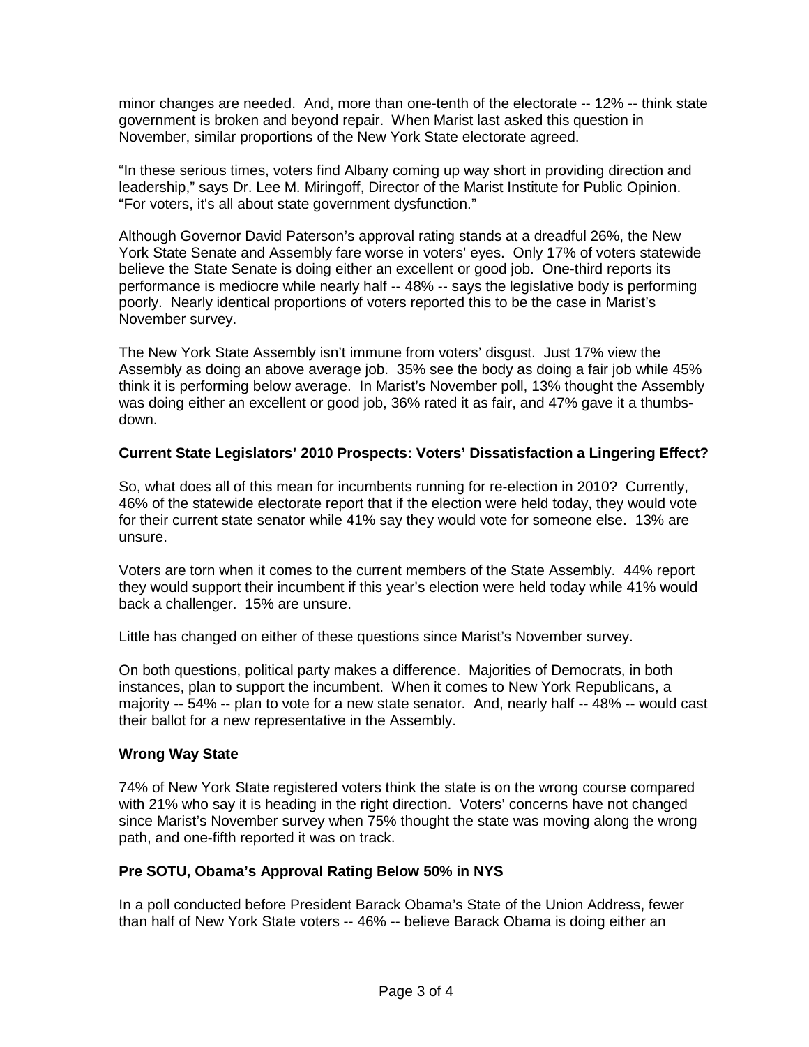minor changes are needed. And, more than one-tenth of the electorate -- 12% -- think state government is broken and beyond repair. When Marist last asked this question in November, similar proportions of the New York State electorate agreed.

"In these serious times, voters find Albany coming up way short in providing direction and leadership," says Dr. Lee M. Miringoff, Director of the Marist Institute for Public Opinion. "For voters, it's all about state government dysfunction."

Although Governor David Paterson's approval rating stands at a dreadful 26%, the New York State Senate and Assembly fare worse in voters' eyes. Only 17% of voters statewide believe the State Senate is doing either an excellent or good job. One-third reports its performance is mediocre while nearly half -- 48% -- says the legislative body is performing poorly. Nearly identical proportions of voters reported this to be the case in Marist's November survey.

The New York State Assembly isn't immune from voters' disgust. Just 17% view the Assembly as doing an above average job. 35% see the body as doing a fair job while 45% think it is performing below average. In Marist's November poll, 13% thought the Assembly was doing either an excellent or good job, 36% rated it as fair, and 47% gave it a thumbs-down.

### Current State Legislators' 2010 Prospects: Voters' Dissatisfaction a Lingering Effect?

So, what does all of this mean for incumbents running for re-election in 2010? Currently, 46% of the statewide electorate report that if the election were held today, they would vote for their current state senator while 41% say they would vote for someone else. 13% are unsure.

Voters are torn when it comes to the current members of the State Assembly. 44% report they would support their incumbent if this year's election were held today while 41% would back a challenger. 15% are unsure.

Little has changed on either of these questions since Marist's November survey.

On both questions, political party makes a difference. Majorities of Democrats, in both instances, plan to support the incumbent. When it comes to New York Republicans, a majority -- 54% -- plan to vote for a new state senator. And, nearly half -- 48% -- would cast their ballot for a new representative in the Assembly.

### Wrong Way State

74% of New York State registered voters think the state is on the wrong course compared with 21% who say it is heading in the right direction. Voters' concerns have not changed since Marist's November survey when 75% thought the state was moving along the wrong path, and one-fifth reported it was on track.

### Pre SOTU, Obama's Approval Rating Below 50% in NYS

In a poll conducted before President Barack Obama's State of the Union Address, fewer than half of New York State voters -- 46% -- believe Barack Obama is doing either an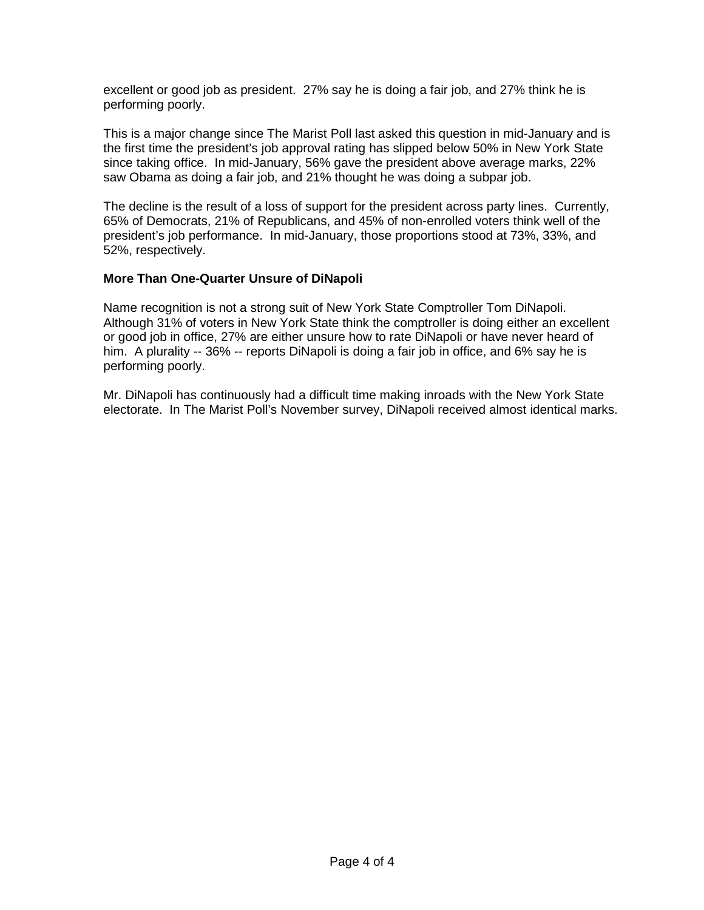excellent or good job as president. 27% say he is doing a fair job, and 27% think he is performing poorly.

This is a major change since The Marist Poll last asked this question in mid-January and is the first time the president's job approval rating has slipped below 50% in New York State since taking office. In mid-January, 56% gave the president above average marks, 22% saw Obama as doing a fair job, and 21% thought he was doing a subpar job.

The decline is the result of a loss of support for the president across party lines. Currently, 65% of Democrats, 21% of Republicans, and 45% of non-enrolled voters think well of the president's job performance. In mid-January, those proportions stood at 73%, 33%, and 52%, respectively.

**More Than One-Quarter Unsure of DiNapoli**

Name recognition is not a strong suit of New York State Comptroller Tom DiNapoli. Although 31% of voters in New York State think the comptroller is doing either an excellent or good job in office, 27% are either unsure how to rate DiNapoli or have never heard of him. A plurality -- 36% -- reports DiNapoli is doing a fair job in office, and 6% say he is performing poorly.

Mr. DiNapoli has continuously had a difficult time making inroads with the New York State electorate. In The Marist Poll's November survey, DiNapoli received almost identical marks.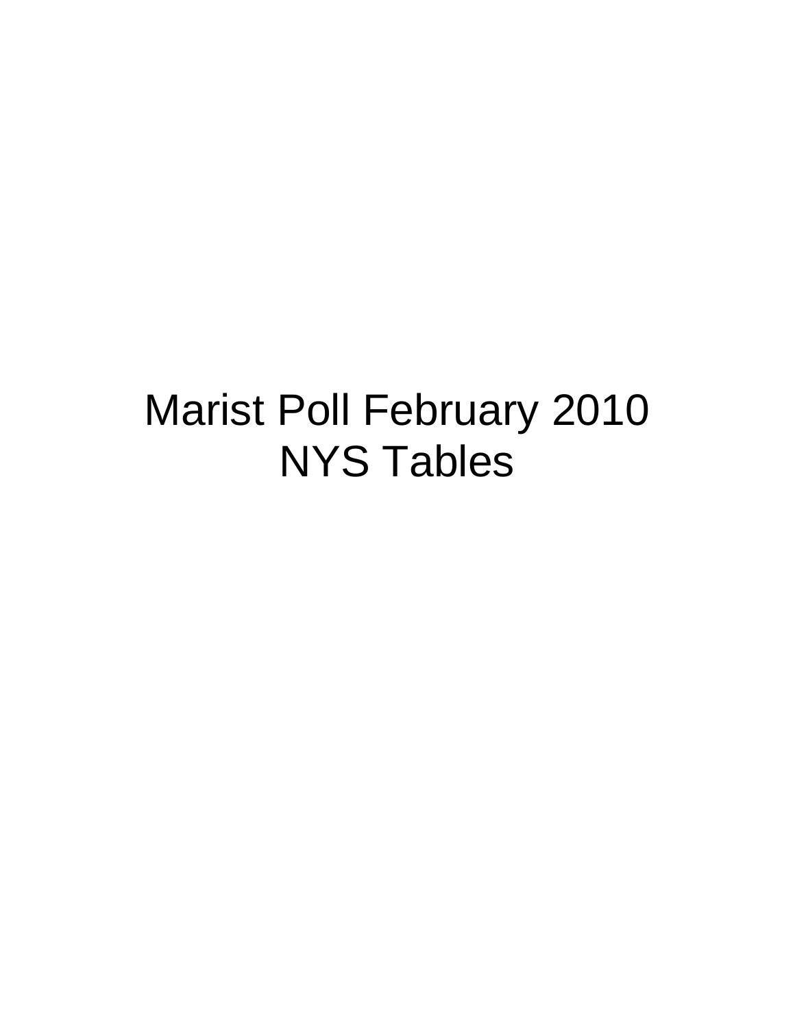# Marist Poll February 2010
# NYS Tables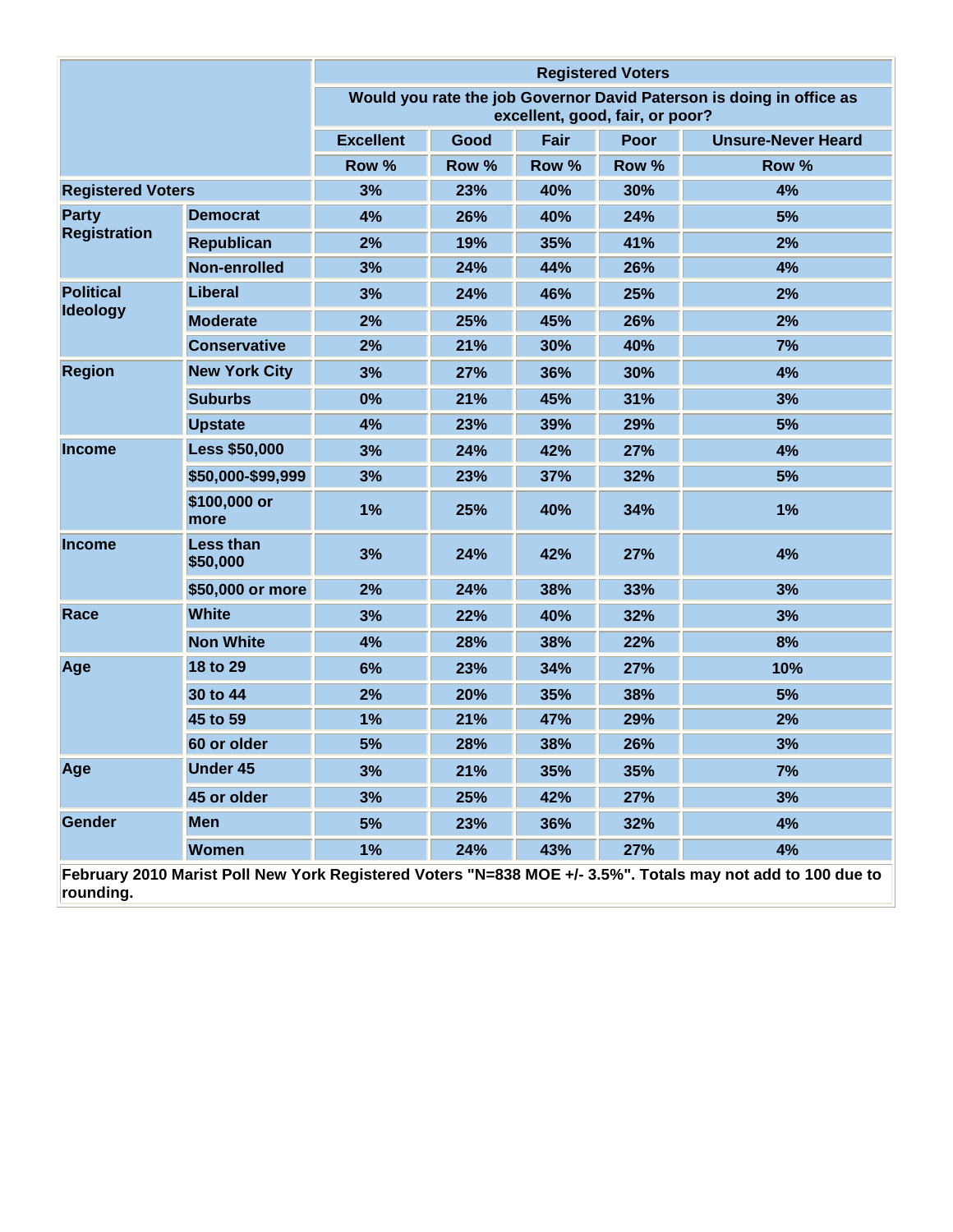| | | Registered Voters | | | | |
|---|---|---|---|---|---|---|
| | | Would you rate the job Governor David Paterson is doing in office as excellent, good, fair, or poor? | | | | |
| | | Excellent | Good | Fair | Poor | Unsure-Never Heard |
| | | Row % | Row % | Row % | Row % | Row % |
| Registered Voters | | 3% | 23% | 40% | 30% | 4% |
| Party Registration | Democrat | 4% | 26% | 40% | 24% | 5% |
| | Republican | 2% | 19% | 35% | 41% | 2% |
| | Non-enrolled | 3% | 24% | 44% | 26% | 4% |
| Political Ideology | Liberal | 3% | 24% | 46% | 25% | 2% |
| | Moderate | 2% | 25% | 45% | 26% | 2% |
| | Conservative | 2% | 21% | 30% | 40% | 7% |
| Region | New York City | 3% | 27% | 36% | 30% | 4% |
| | Suburbs | 0% | 21% | 45% | 31% | 3% |
| | Upstate | 4% | 23% | 39% | 29% | 5% |
| Income | Less $50,000 | 3% | 24% | 42% | 27% | 4% |
| | $50,000-$99,999 | 3% | 23% | 37% | 32% | 5% |
| | $100,000 or more | 1% | 25% | 40% | 34% | 1% |
| Income | Less than $50,000 | 3% | 24% | 42% | 27% | 4% |
| | $50,000 or more | 2% | 24% | 38% | 33% | 3% |
| Race | White | 3% | 22% | 40% | 32% | 3% |
| | Non White | 4% | 28% | 38% | 22% | 8% |
| Age | 18 to 29 | 6% | 23% | 34% | 27% | 10% |
| | 30 to 44 | 2% | 20% | 35% | 38% | 5% |
| | 45 to 59 | 1% | 21% | 47% | 29% | 2% |
| | 60 or older | 5% | 28% | 38% | 26% | 3% |
| Age | Under 45 | 3% | 21% | 35% | 35% | 7% |
| | 45 or older | 3% | 25% | 42% | 27% | 3% |
| Gender | Men | 5% | 23% | 36% | 32% | 4% |
| | Women | 1% | 24% | 43% | 27% | 4% |

February 2010 Marist Poll New York Registered Voters "N=838 MOE +/- 3.5%". Totals may not add to 100 due to rounding.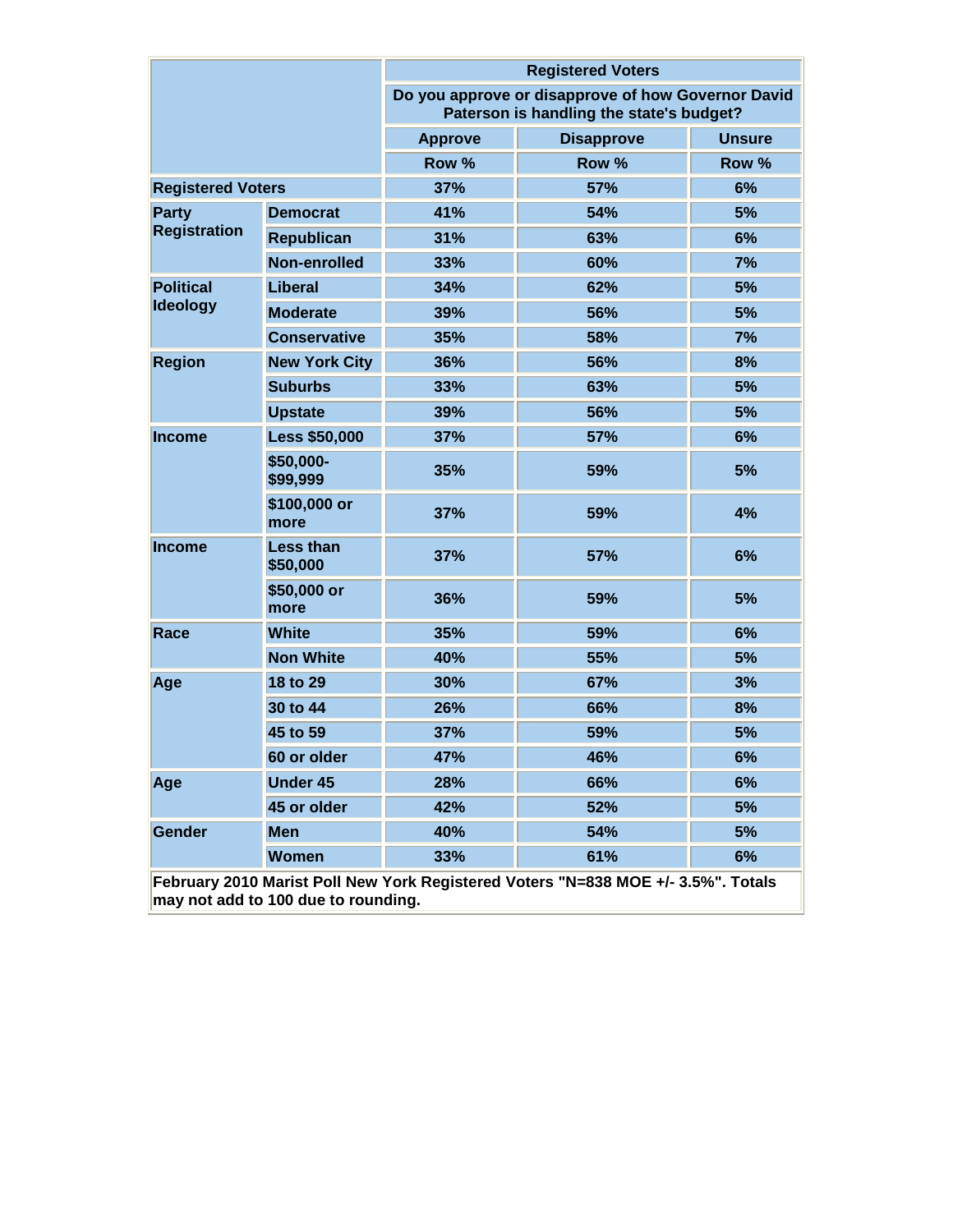| | | Registered Voters | | |
|---|---|---|---|---|
| | | Do you approve or disapprove of how Governor David Paterson is handling the state's budget? | | |
| | | Approve | Disapprove | Unsure |
| | | Row % | Row % | Row % |
| Registered Voters | | 37% | 57% | 6% |
| Party Registration | Democrat | 41% | 54% | 5% |
| | Republican | 31% | 63% | 6% |
| | Non-enrolled | 33% | 60% | 7% |
| Political Ideology | Liberal | 34% | 62% | 5% |
| | Moderate | 39% | 56% | 5% |
| | Conservative | 35% | 58% | 7% |
| Region | New York City | 36% | 56% | 8% |
| | Suburbs | 33% | 63% | 5% |
| | Upstate | 39% | 56% | 5% |
| Income | Less $50,000 | 37% | 57% | 6% |
| | $50,000-$99,999 | 35% | 59% | 5% |
| | $100,000 or more | 37% | 59% | 4% |
| Income | Less than $50,000 | 37% | 57% | 6% |
| | $50,000 or more | 36% | 59% | 5% |
| Race | White | 35% | 59% | 6% |
| | Non White | 40% | 55% | 5% |
| Age | 18 to 29 | 30% | 67% | 3% |
| | 30 to 44 | 26% | 66% | 8% |
| | 45 to 59 | 37% | 59% | 5% |
| | 60 or older | 47% | 46% | 6% |
| Age | Under 45 | 28% | 66% | 6% |
| | 45 or older | 42% | 52% | 5% |
| Gender | Men | 40% | 54% | 5% |
| | Women | 33% | 61% | 6% |

February 2010 Marist Poll New York Registered Voters "N=838 MOE +/- 3.5%". Totals may not add to 100 due to rounding.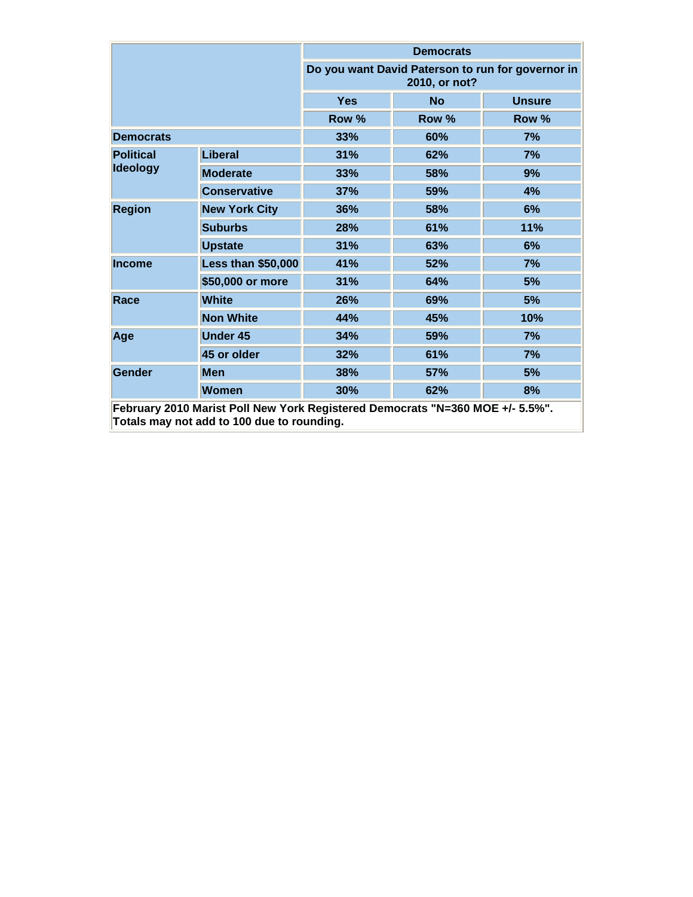| | | Democrats | | |
|---|---|---|---|---|
| | | Do you want David Paterson to run for governor in 2010, or not? | | |
| | | Yes | No | Unsure |
| | | Row % | Row % | Row % |
| Democrats | | 33% | 60% | 7% |
| Political Ideology | Liberal | 31% | 62% | 7% |
| | Moderate | 33% | 58% | 9% |
| | Conservative | 37% | 59% | 4% |
| Region | New York City | 36% | 58% | 6% |
| | Suburbs | 28% | 61% | 11% |
| | Upstate | 31% | 63% | 6% |
| Income | Less than $50,000 | 41% | 52% | 7% |
| | $50,000 or more | 31% | 64% | 5% |
| Race | White | 26% | 69% | 5% |
| | Non White | 44% | 45% | 10% |
| Age | Under 45 | 34% | 59% | 7% |
| | 45 or older | 32% | 61% | 7% |
| Gender | Men | 38% | 57% | 5% |
| | Women | 30% | 62% | 8% |

February 2010 Marist Poll New York Registered Democrats "N=360 MOE +/- 5.5%". Totals may not add to 100 due to rounding.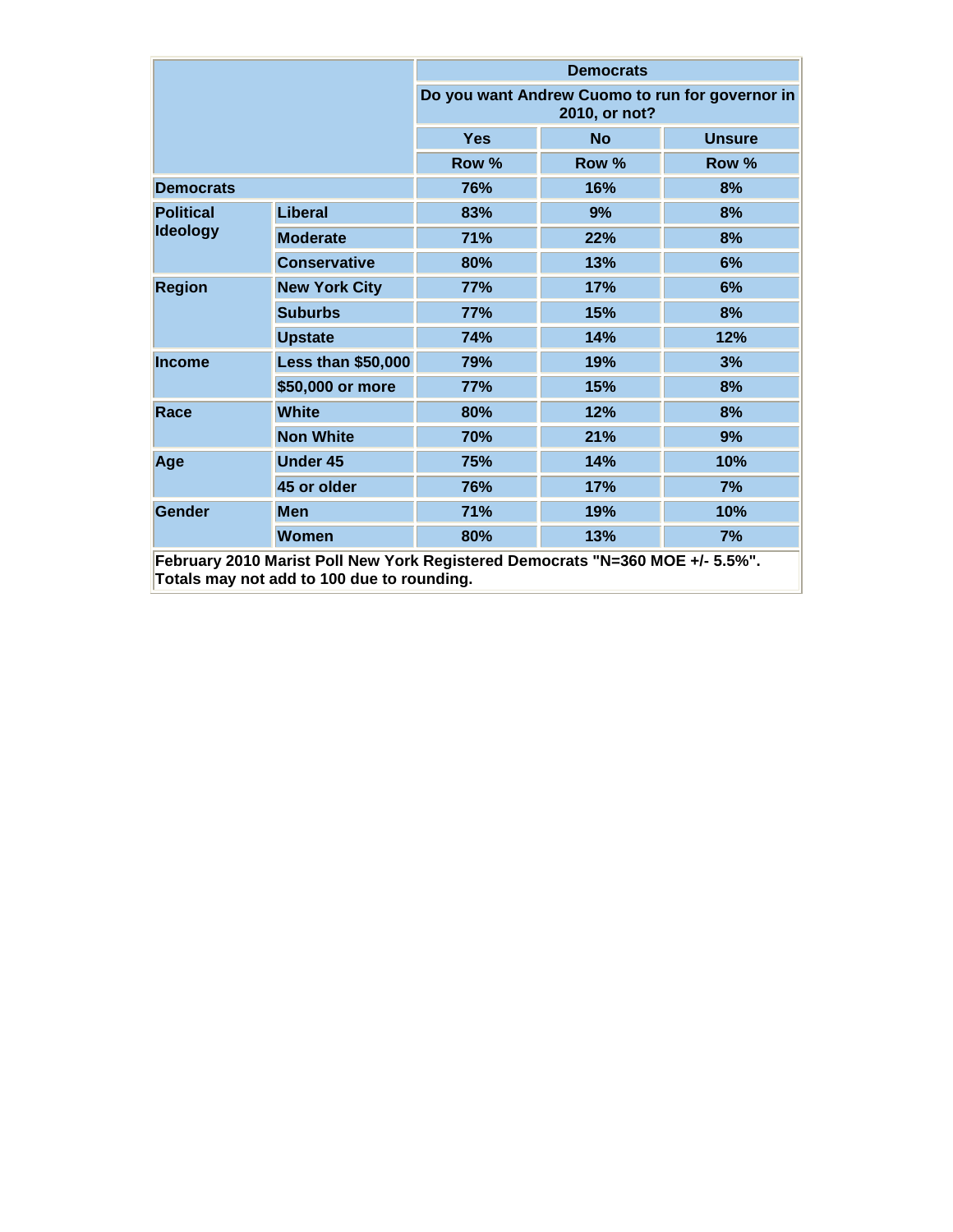| | | Democrats | | |
|---|---|---|---|---|
| | | Do you want Andrew Cuomo to run for governor in 2010, or not? | | |
| | | Yes | No | Unsure |
| | | Row % | Row % | Row % |
| Democrats | | 76% | 16% | 8% |
| Political Ideology | Liberal | 83% | 9% | 8% |
| | Moderate | 71% | 22% | 8% |
| | Conservative | 80% | 13% | 6% |
| Region | New York City | 77% | 17% | 6% |
| | Suburbs | 77% | 15% | 8% |
| | Upstate | 74% | 14% | 12% |
| Income | Less than $50,000 | 79% | 19% | 3% |
| | $50,000 or more | 77% | 15% | 8% |
| Race | White | 80% | 12% | 8% |
| | Non White | 70% | 21% | 9% |
| Age | Under 45 | 75% | 14% | 10% |
| | 45 or older | 76% | 17% | 7% |
| Gender | Men | 71% | 19% | 10% |
| | Women | 80% | 13% | 7% |

February 2010 Marist Poll New York Registered Democrats "N=360 MOE +/- 5.5%". Totals may not add to 100 due to rounding.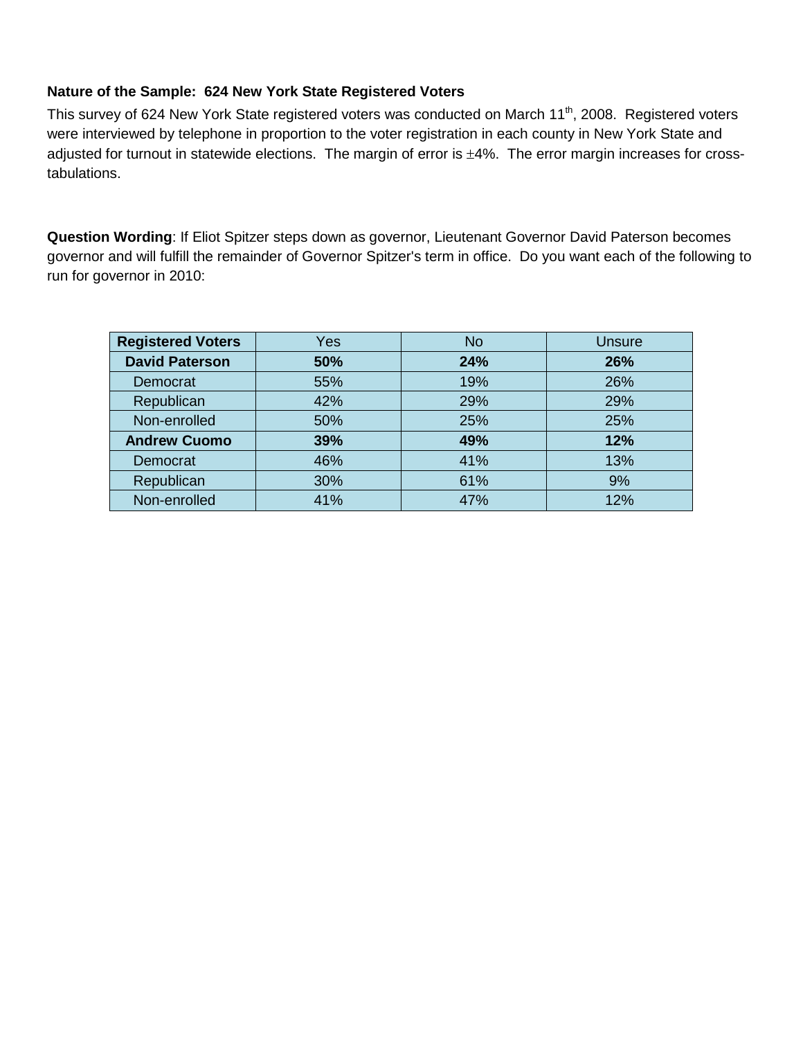**Nature of the Sample: 624 New York State Registered Voters**

This survey of 624 New York State registered voters was conducted on March 11th, 2008. Registered voters were interviewed by telephone in proportion to the voter registration in each county in New York State and adjusted for turnout in statewide elections. The margin of error is ±4%. The error margin increases for cross-tabulations.

**Question Wording**: If Eliot Spitzer steps down as governor, Lieutenant Governor David Paterson becomes governor and will fulfill the remainder of Governor Spitzer's term in office. Do you want each of the following to run for governor in 2010:

| Registered Voters | Yes | No | Unsure |
|---|---|---|---|
| **David Paterson** | **50%** | **24%** | **26%** |
| Democrat | 55% | 19% | 26% |
| Republican | 42% | 29% | 29% |
| Non-enrolled | 50% | 25% | 25% |
| **Andrew Cuomo** | **39%** | **49%** | **12%** |
| Democrat | 46% | 41% | 13% |
| Republican | 30% | 61% | 9% |
| Non-enrolled | 41% | 47% | 12% |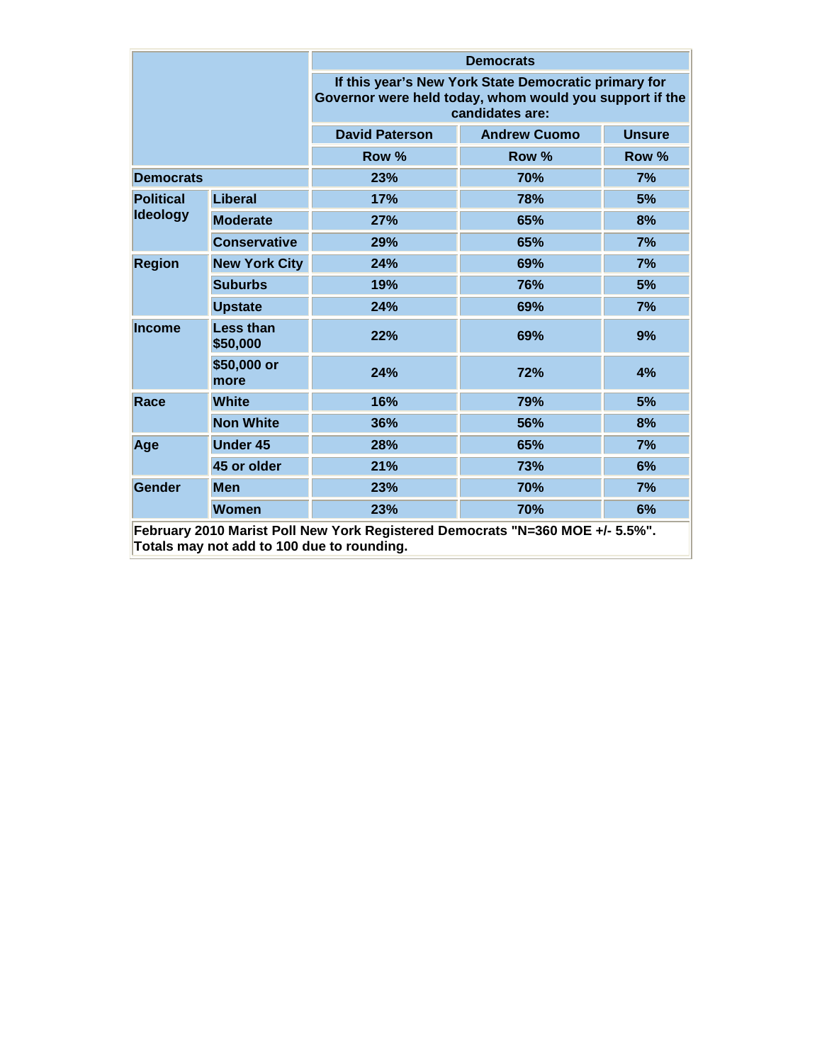| | | Democrats | | |
|---|---|---|---|---|
| | | If this year's New York State Democratic primary for Governor were held today, whom would you support if the candidates are: | | |
| | | David Paterson | Andrew Cuomo | Unsure |
| | | Row % | Row % | Row % |
| **Democrats** | | 23% | 70% | 7% |
| **Political Ideology** | Liberal | 17% | 78% | 5% |
| | Moderate | 27% | 65% | 8% |
| | Conservative | 29% | 65% | 7% |
| **Region** | New York City | 24% | 69% | 7% |
| | Suburbs | 19% | 76% | 5% |
| | Upstate | 24% | 69% | 7% |
| **Income** | Less than $50,000 | 22% | 69% | 9% |
| | $50,000 or more | 24% | 72% | 4% |
| **Race** | White | 16% | 79% | 5% |
| | Non White | 36% | 56% | 8% |
| **Age** | Under 45 | 28% | 65% | 7% |
| | 45 or older | 21% | 73% | 6% |
| **Gender** | Men | 23% | 70% | 7% |
| | Women | 23% | 70% | 6% |

February 2010 Marist Poll New York Registered Democrats "N=360 MOE +/- 5.5%". Totals may not add to 100 due to rounding.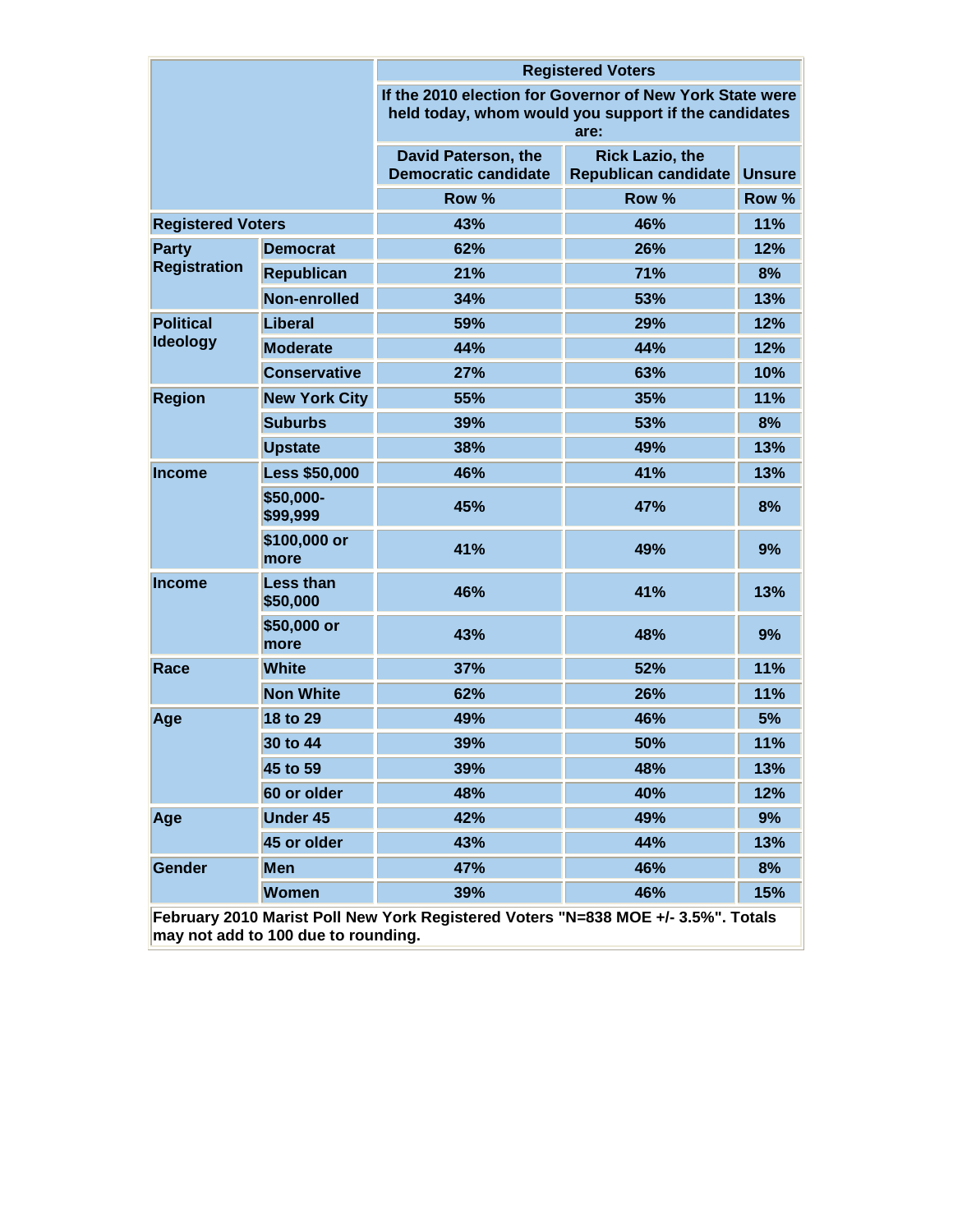| | | Registered Voters | | |
|---|---|---|---|---|
| | | If the 2010 election for Governor of New York State were held today, whom would you support if the candidates are: | | |
| | | David Paterson, the Democratic candidate | Rick Lazio, the Republican candidate | Unsure |
| | | Row % | Row % | Row % |
| Registered Voters | | 43% | 46% | 11% |
| Party Registration | Democrat | 62% | 26% | 12% |
| | Republican | 21% | 71% | 8% |
| | Non-enrolled | 34% | 53% | 13% |
| Political Ideology | Liberal | 59% | 29% | 12% |
| | Moderate | 44% | 44% | 12% |
| | Conservative | 27% | 63% | 10% |
| Region | New York City | 55% | 35% | 11% |
| | Suburbs | 39% | 53% | 8% |
| | Upstate | 38% | 49% | 13% |
| Income | Less $50,000 | 46% | 41% | 13% |
| | $50,000-$99,999 | 45% | 47% | 8% |
| | $100,000 or more | 41% | 49% | 9% |
| Income | Less than $50,000 | 46% | 41% | 13% |
| | $50,000 or more | 43% | 48% | 9% |
| Race | White | 37% | 52% | 11% |
| | Non White | 62% | 26% | 11% |
| Age | 18 to 29 | 49% | 46% | 5% |
| | 30 to 44 | 39% | 50% | 11% |
| | 45 to 59 | 39% | 48% | 13% |
| | 60 or older | 48% | 40% | 12% |
| Age | Under 45 | 42% | 49% | 9% |
| | 45 or older | 43% | 44% | 13% |
| Gender | Men | 47% | 46% | 8% |
| | Women | 39% | 46% | 15% |

February 2010 Marist Poll New York Registered Voters "N=838 MOE +/- 3.5%". Totals may not add to 100 due to rounding.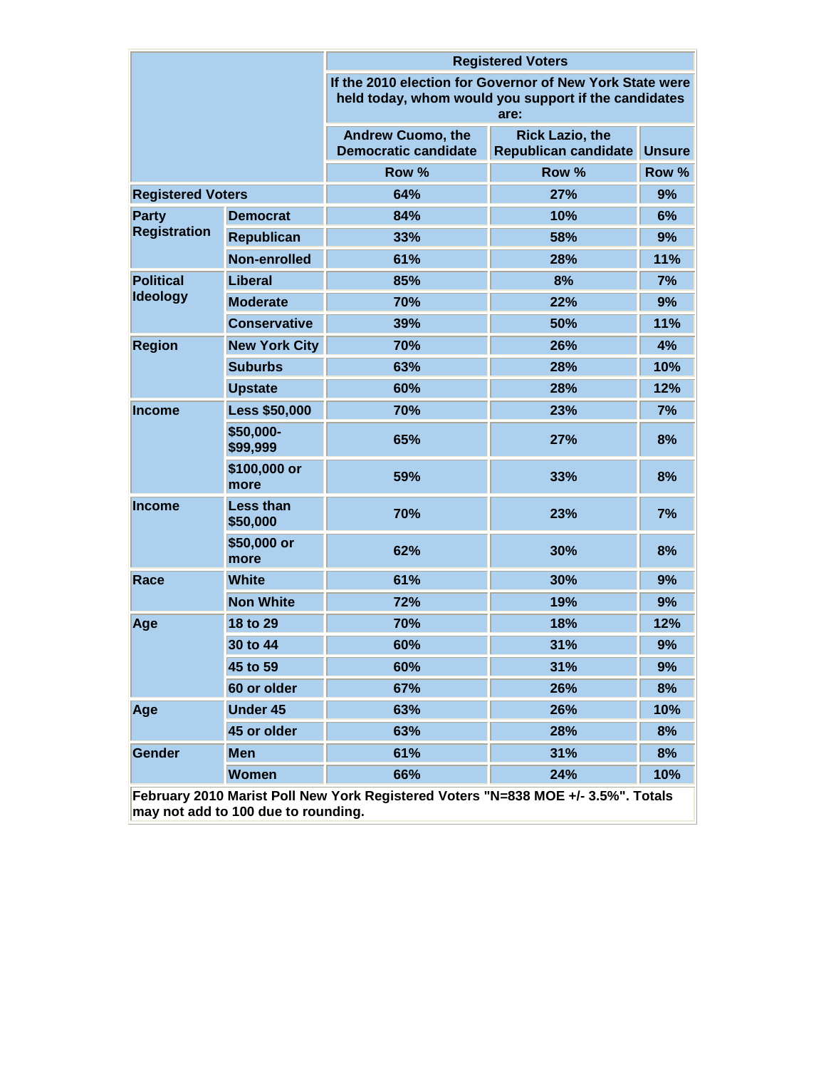| | | Registered Voters | | |
|---|---|---|---|---|
| | | If the 2010 election for Governor of New York State were held today, whom would you support if the candidates are: | | |
| | | Andrew Cuomo, the Democratic candidate | Rick Lazio, the Republican candidate | Unsure |
| | | Row % | Row % | Row % |
| Registered Voters | | 64% | 27% | 9% |
| Party Registration | Democrat | 84% | 10% | 6% |
| | Republican | 33% | 58% | 9% |
| | Non-enrolled | 61% | 28% | 11% |
| Political Ideology | Liberal | 85% | 8% | 7% |
| | Moderate | 70% | 22% | 9% |
| | Conservative | 39% | 50% | 11% |
| Region | New York City | 70% | 26% | 4% |
| | Suburbs | 63% | 28% | 10% |
| | Upstate | 60% | 28% | 12% |
| Income | Less $50,000 | 70% | 23% | 7% |
| | $50,000-$99,999 | 65% | 27% | 8% |
| | $100,000 or more | 59% | 33% | 8% |
| Income | Less than $50,000 | 70% | 23% | 7% |
| | $50,000 or more | 62% | 30% | 8% |
| Race | White | 61% | 30% | 9% |
| | Non White | 72% | 19% | 9% |
| Age | 18 to 29 | 70% | 18% | 12% |
| | 30 to 44 | 60% | 31% | 9% |
| | 45 to 59 | 60% | 31% | 9% |
| | 60 or older | 67% | 26% | 8% |
| Age | Under 45 | 63% | 26% | 10% |
| | 45 or older | 63% | 28% | 8% |
| Gender | Men | 61% | 31% | 8% |
| | Women | 66% | 24% | 10% |

February 2010 Marist Poll New York Registered Voters "N=838 MOE +/- 3.5%". Totals may not add to 100 due to rounding.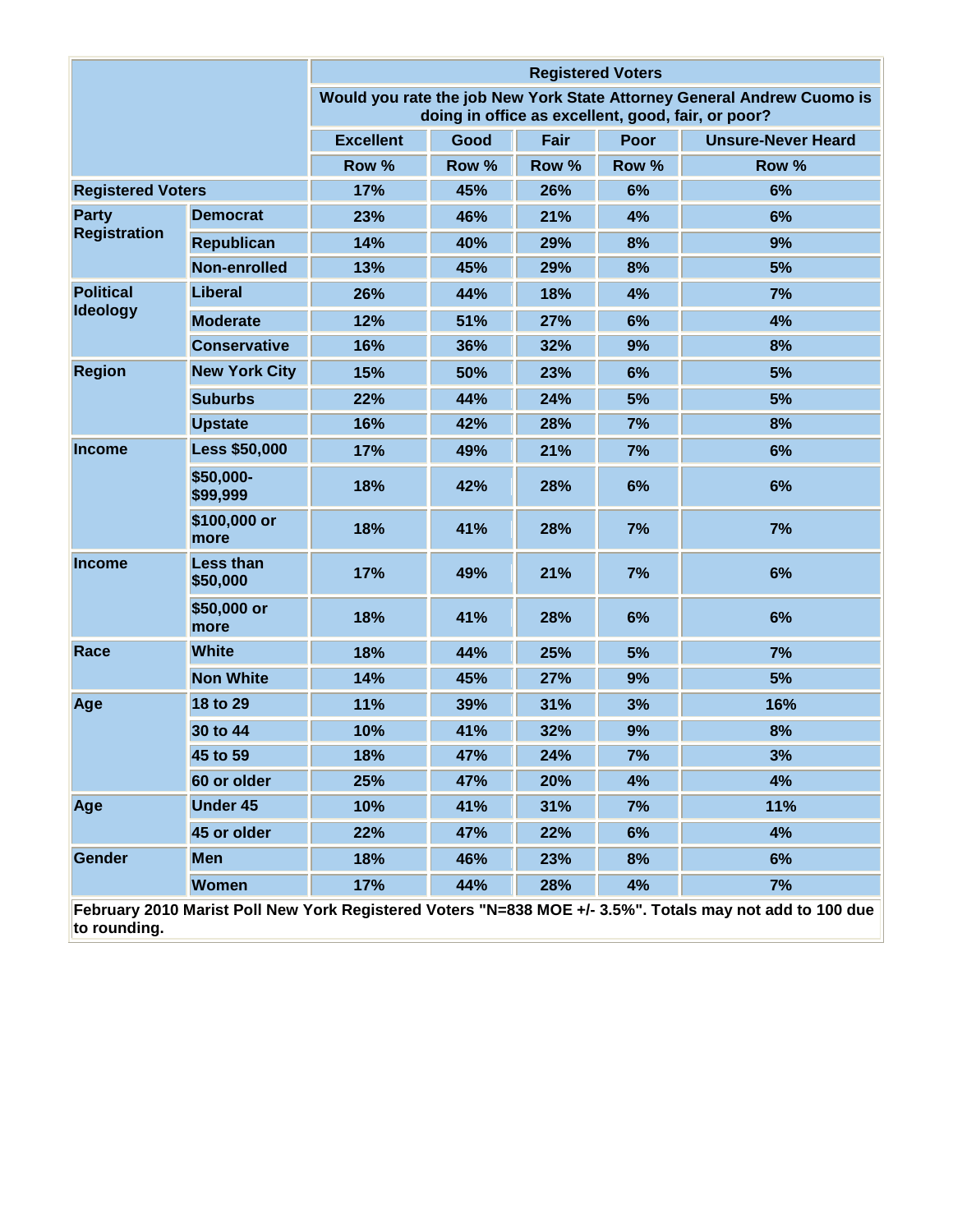| | | Registered Voters | | | | |
|---|---|---|---|---|---|---|
| | | Would you rate the job New York State Attorney General Andrew Cuomo is doing in office as excellent, good, fair, or poor? | | | | |
| | | Excellent | Good | Fair | Poor | Unsure-Never Heard |
| | | Row % | Row % | Row % | Row % | Row % |
| **Registered Voters** | | 17% | 45% | 26% | 6% | 6% |
| **Party Registration** | **Democrat** | 23% | 46% | 21% | 4% | 6% |
| | **Republican** | 14% | 40% | 29% | 8% | 9% |
| | **Non-enrolled** | 13% | 45% | 29% | 8% | 5% |
| **Political Ideology** | **Liberal** | 26% | 44% | 18% | 4% | 7% |
| | **Moderate** | 12% | 51% | 27% | 6% | 4% |
| | **Conservative** | 16% | 36% | 32% | 9% | 8% |
| **Region** | **New York City** | 15% | 50% | 23% | 6% | 5% |
| | **Suburbs** | 22% | 44% | 24% | 5% | 5% |
| | **Upstate** | 16% | 42% | 28% | 7% | 8% |
| **Income** | **Less $50,000** | 17% | 49% | 21% | 7% | 6% |
| | **$50,000-$99,999** | 18% | 42% | 28% | 6% | 6% |
| | **$100,000 or more** | 18% | 41% | 28% | 7% | 7% |
| **Income** | **Less than $50,000** | 17% | 49% | 21% | 7% | 6% |
| | **$50,000 or more** | 18% | 41% | 28% | 6% | 6% |
| **Race** | **White** | 18% | 44% | 25% | 5% | 7% |
| | **Non White** | 14% | 45% | 27% | 9% | 5% |
| **Age** | **18 to 29** | 11% | 39% | 31% | 3% | 16% |
| | **30 to 44** | 10% | 41% | 32% | 9% | 8% |
| | **45 to 59** | 18% | 47% | 24% | 7% | 3% |
| | **60 or older** | 25% | 47% | 20% | 4% | 4% |
| **Age** | **Under 45** | 10% | 41% | 31% | 7% | 11% |
| | **45 or older** | 22% | 47% | 22% | 6% | 4% |
| **Gender** | **Men** | 18% | 46% | 23% | 8% | 6% |
| | **Women** | 17% | 44% | 28% | 4% | 7% |

**February 2010 Marist Poll New York Registered Voters "N=838 MOE +/- 3.5%". Totals may not add to 100 due to rounding.**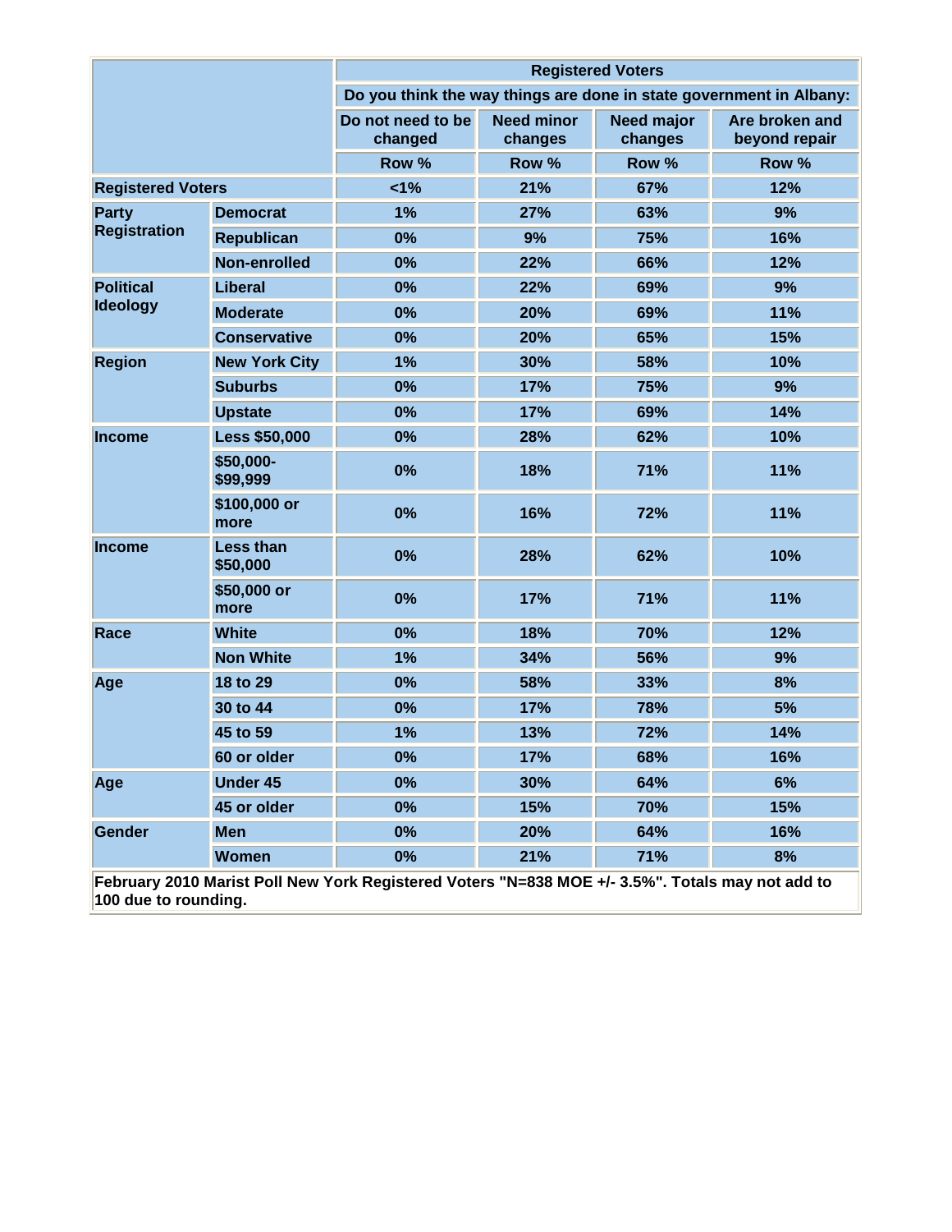| | | Registered Voters | | | |
|---|---|---|---|---|---|
| | | Do you think the way things are done in state government in Albany: | | | |
| | | Do not need to be changed | Need minor changes | Need major changes | Are broken and beyond repair |
| | | Row % | Row % | Row % | Row % |
| Registered Voters | | <1% | 21% | 67% | 12% |
| Party Registration | Democrat | 1% | 27% | 63% | 9% |
| | Republican | 0% | 9% | 75% | 16% |
| | Non-enrolled | 0% | 22% | 66% | 12% |
| Political Ideology | Liberal | 0% | 22% | 69% | 9% |
| | Moderate | 0% | 20% | 69% | 11% |
| | Conservative | 0% | 20% | 65% | 15% |
| Region | New York City | 1% | 30% | 58% | 10% |
| | Suburbs | 0% | 17% | 75% | 9% |
| | Upstate | 0% | 17% | 69% | 14% |
| Income | Less $50,000 | 0% | 28% | 62% | 10% |
| | $50,000-$99,999 | 0% | 18% | 71% | 11% |
| | $100,000 or more | 0% | 16% | 72% | 11% |
| Income | Less than $50,000 | 0% | 28% | 62% | 10% |
| | $50,000 or more | 0% | 17% | 71% | 11% |
| Race | White | 0% | 18% | 70% | 12% |
| | Non White | 1% | 34% | 56% | 9% |
| Age | 18 to 29 | 0% | 58% | 33% | 8% |
| | 30 to 44 | 0% | 17% | 78% | 5% |
| | 45 to 59 | 1% | 13% | 72% | 14% |
| | 60 or older | 0% | 17% | 68% | 16% |
| Age | Under 45 | 0% | 30% | 64% | 6% |
| | 45 or older | 0% | 15% | 70% | 15% |
| Gender | Men | 0% | 20% | 64% | 16% |
| | Women | 0% | 21% | 71% | 8% |

February 2010 Marist Poll New York Registered Voters "N=838 MOE +/- 3.5%". Totals may not add to 100 due to rounding.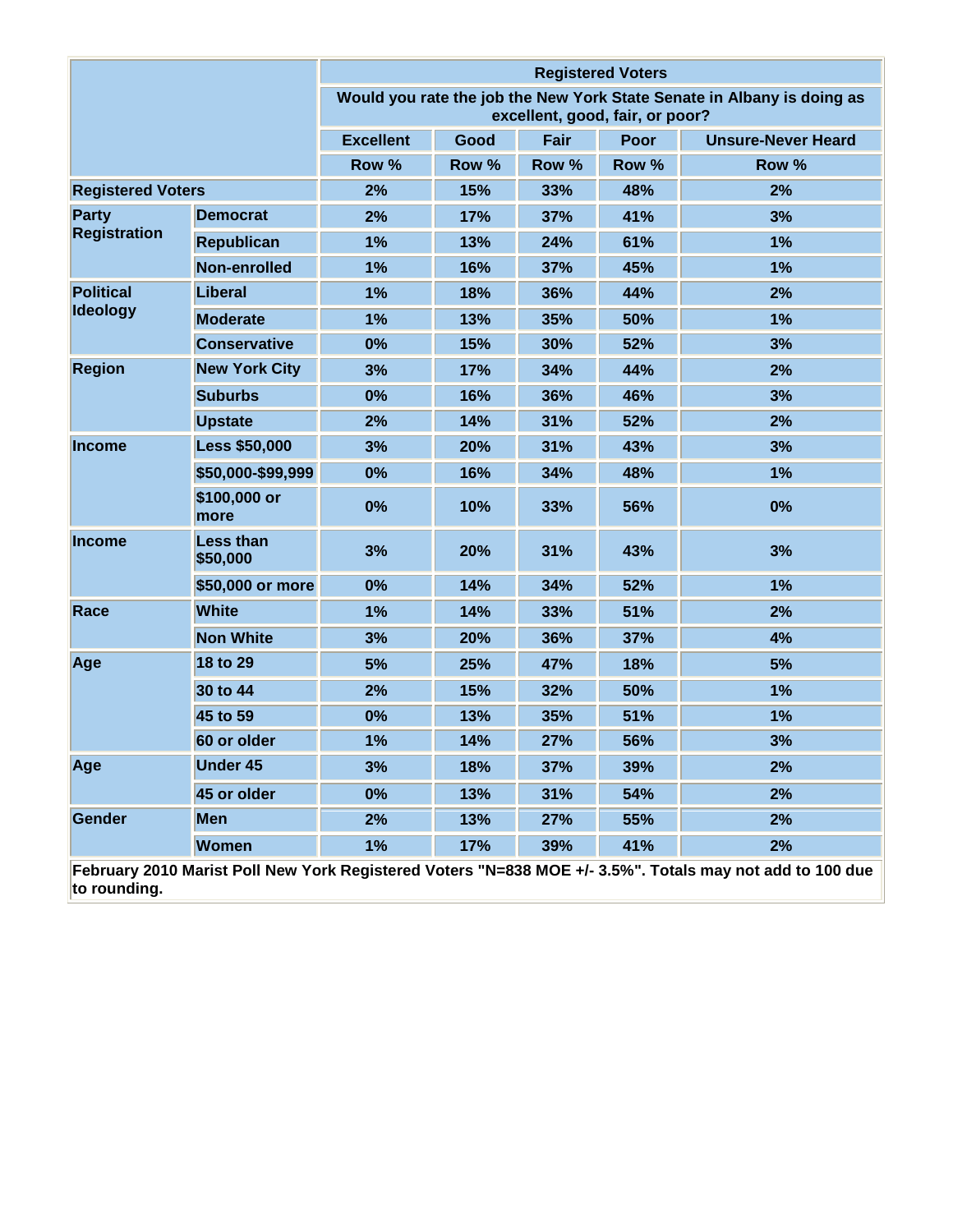| | | Registered Voters | | | | |
|---|---|---|---|---|---|---|
| | | Would you rate the job the New York State Senate in Albany is doing as excellent, good, fair, or poor? | | | | |
| | | Excellent | Good | Fair | Poor | Unsure-Never Heard |
| | | Row % | Row % | Row % | Row % | Row % |
| Registered Voters | | 2% | 15% | 33% | 48% | 2% |
| Party Registration | Democrat | 2% | 17% | 37% | 41% | 3% |
| | Republican | 1% | 13% | 24% | 61% | 1% |
| | Non-enrolled | 1% | 16% | 37% | 45% | 1% |
| Political Ideology | Liberal | 1% | 18% | 36% | 44% | 2% |
| | Moderate | 1% | 13% | 35% | 50% | 1% |
| | Conservative | 0% | 15% | 30% | 52% | 3% |
| Region | New York City | 3% | 17% | 34% | 44% | 2% |
| | Suburbs | 0% | 16% | 36% | 46% | 3% |
| | Upstate | 2% | 14% | 31% | 52% | 2% |
| Income | Less $50,000 | 3% | 20% | 31% | 43% | 3% |
| | $50,000-$99,999 | 0% | 16% | 34% | 48% | 1% |
| | $100,000 or more | 0% | 10% | 33% | 56% | 0% |
| Income | Less than $50,000 | 3% | 20% | 31% | 43% | 3% |
| | $50,000 or more | 0% | 14% | 34% | 52% | 1% |
| Race | White | 1% | 14% | 33% | 51% | 2% |
| | Non White | 3% | 20% | 36% | 37% | 4% |
| Age | 18 to 29 | 5% | 25% | 47% | 18% | 5% |
| | 30 to 44 | 2% | 15% | 32% | 50% | 1% |
| | 45 to 59 | 0% | 13% | 35% | 51% | 1% |
| | 60 or older | 1% | 14% | 27% | 56% | 3% |
| Age | Under 45 | 3% | 18% | 37% | 39% | 2% |
| | 45 or older | 0% | 13% | 31% | 54% | 2% |
| Gender | Men | 2% | 13% | 27% | 55% | 2% |
| | Women | 1% | 17% | 39% | 41% | 2% |

February 2010 Marist Poll New York Registered Voters "N=838 MOE +/- 3.5%". Totals may not add to 100 due to rounding.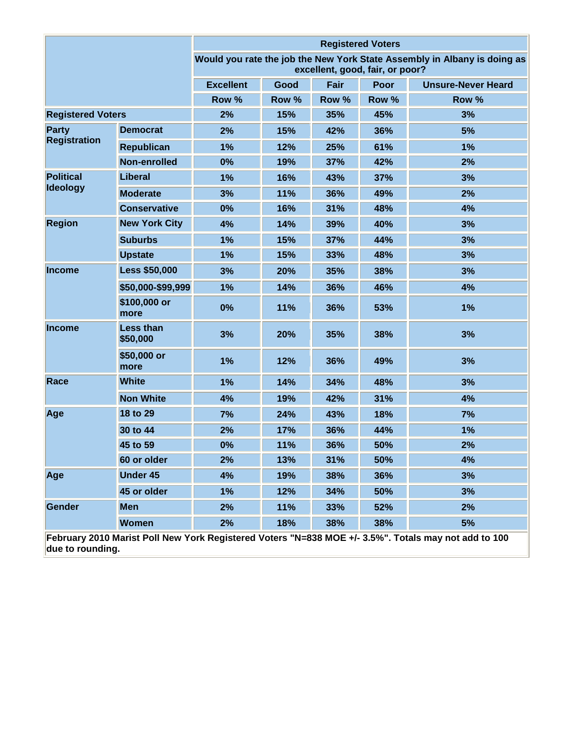| | | Registered Voters | | | | |
|---|---|---|---|---|---|---|
| | | Would you rate the job the New York State Assembly in Albany is doing as excellent, good, fair, or poor? | | | | |
| | | Excellent | Good | Fair | Poor | Unsure-Never Heard |
| | | Row % | Row % | Row % | Row % | Row % |
| **Registered Voters** | | 2% | 15% | 35% | 45% | 3% |
| **Party Registration** | Democrat | 2% | 15% | 42% | 36% | 5% |
| | Republican | 1% | 12% | 25% | 61% | 1% |
| | Non-enrolled | 0% | 19% | 37% | 42% | 2% |
| **Political Ideology** | Liberal | 1% | 16% | 43% | 37% | 3% |
| | Moderate | 3% | 11% | 36% | 49% | 2% |
| | Conservative | 0% | 16% | 31% | 48% | 4% |
| **Region** | New York City | 4% | 14% | 39% | 40% | 3% |
| | Suburbs | 1% | 15% | 37% | 44% | 3% |
| | Upstate | 1% | 15% | 33% | 48% | 3% |
| **Income** | Less $50,000 | 3% | 20% | 35% | 38% | 3% |
| | $50,000-$99,999 | 1% | 14% | 36% | 46% | 4% |
| | $100,000 or more | 0% | 11% | 36% | 53% | 1% |
| **Income** | Less than $50,000 | 3% | 20% | 35% | 38% | 3% |
| | $50,000 or more | 1% | 12% | 36% | 49% | 3% |
| **Race** | White | 1% | 14% | 34% | 48% | 3% |
| | Non White | 4% | 19% | 42% | 31% | 4% |
| **Age** | 18 to 29 | 7% | 24% | 43% | 18% | 7% |
| | 30 to 44 | 2% | 17% | 36% | 44% | 1% |
| | 45 to 59 | 0% | 11% | 36% | 50% | 2% |
| | 60 or older | 2% | 13% | 31% | 50% | 4% |
| **Age** | Under 45 | 4% | 19% | 38% | 36% | 3% |
| | 45 or older | 1% | 12% | 34% | 50% | 3% |
| **Gender** | Men | 2% | 11% | 33% | 52% | 2% |
| | Women | 2% | 18% | 38% | 38% | 5% |

February 2010 Marist Poll New York Registered Voters "N=838 MOE +/- 3.5%". Totals may not add to 100 due to rounding.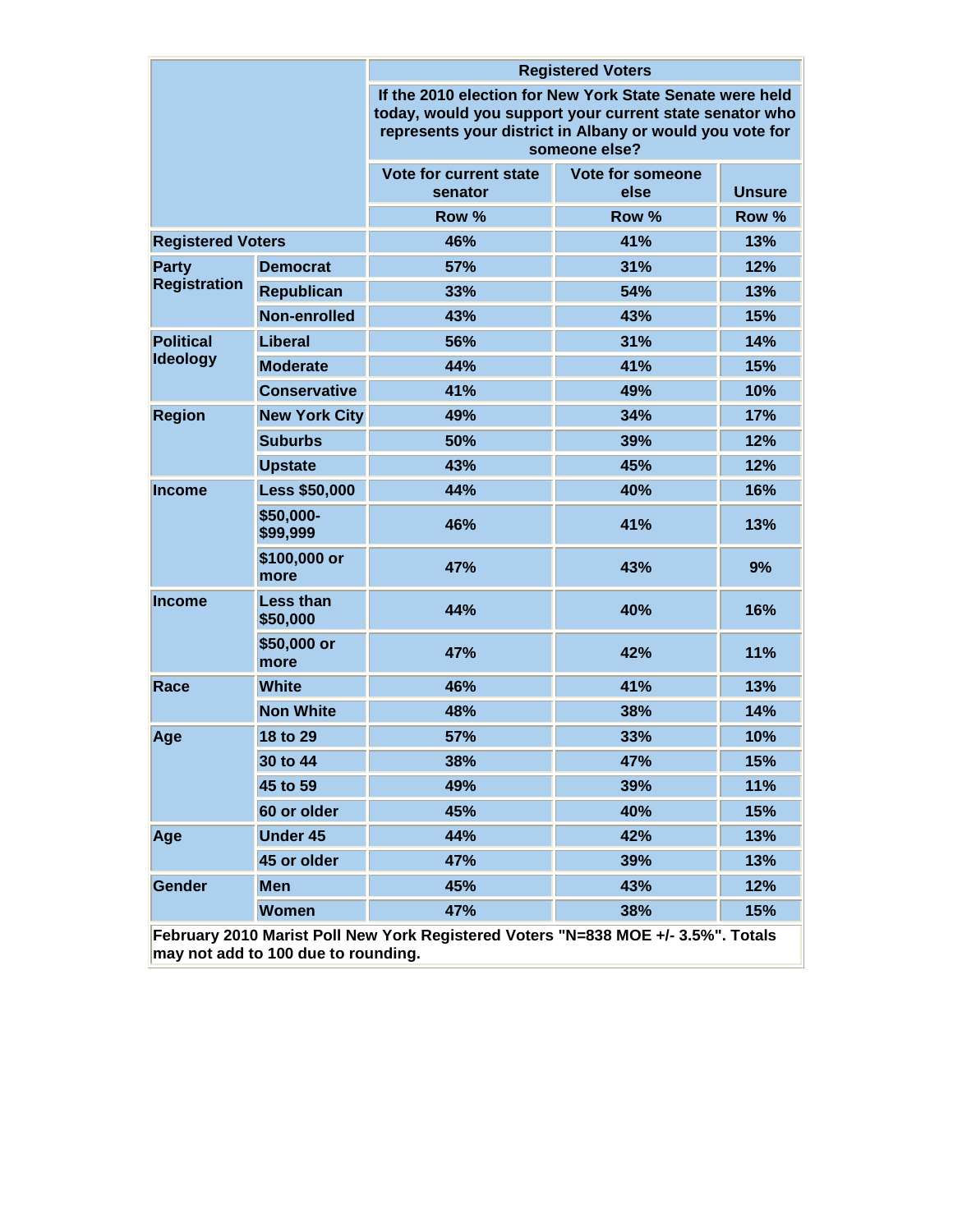| | | Registered Voters | | |
|---|---|---|---|---|
| | | If the 2010 election for New York State Senate were held today, would you support your current state senator who represents your district in Albany or would you vote for someone else? | | |
| | | Vote for current state senator | Vote for someone else | Unsure |
| | | Row % | Row % | Row % |
| Registered Voters | | 46% | 41% | 13% |
| Party Registration | Democrat | 57% | 31% | 12% |
| | Republican | 33% | 54% | 13% |
| | Non-enrolled | 43% | 43% | 15% |
| Political Ideology | Liberal | 56% | 31% | 14% |
| | Moderate | 44% | 41% | 15% |
| | Conservative | 41% | 49% | 10% |
| Region | New York City | 49% | 34% | 17% |
| | Suburbs | 50% | 39% | 12% |
| | Upstate | 43% | 45% | 12% |
| Income | Less $50,000 | 44% | 40% | 16% |
| | $50,000-$99,999 | 46% | 41% | 13% |
| | $100,000 or more | 47% | 43% | 9% |
| Income | Less than $50,000 | 44% | 40% | 16% |
| | $50,000 or more | 47% | 42% | 11% |
| Race | White | 46% | 41% | 13% |
| | Non White | 48% | 38% | 14% |
| Age | 18 to 29 | 57% | 33% | 10% |
| | 30 to 44 | 38% | 47% | 15% |
| | 45 to 59 | 49% | 39% | 11% |
| | 60 or older | 45% | 40% | 15% |
| Age | Under 45 | 44% | 42% | 13% |
| | 45 or older | 47% | 39% | 13% |
| Gender | Men | 45% | 43% | 12% |
| | Women | 47% | 38% | 15% |

February 2010 Marist Poll New York Registered Voters "N=838 MOE +/- 3.5%". Totals may not add to 100 due to rounding.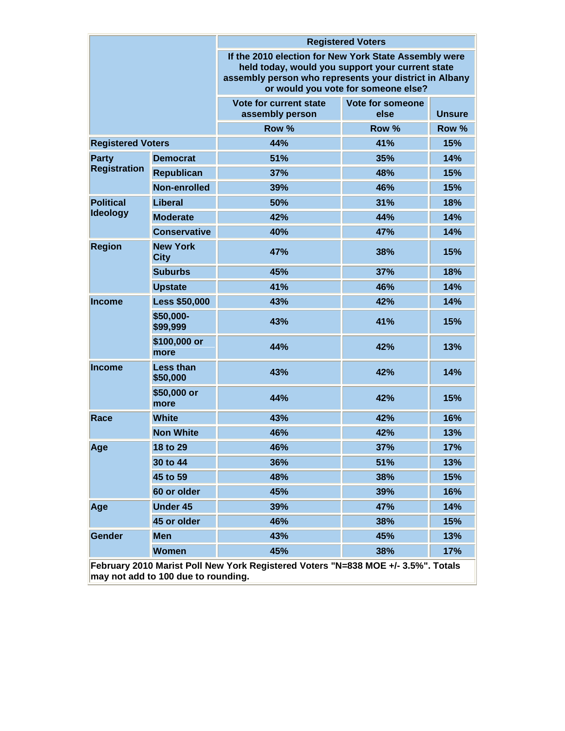| | | Registered Voters | | |
|---|---|---|---|---|
| | | If the 2010 election for New York State Assembly were held today, would you support your current state assembly person who represents your district in Albany or would you vote for someone else? | | |
| | | Vote for current state assembly person | Vote for someone else | Unsure |
| | | Row % | Row % | Row % |
| **Registered Voters** | | 44% | 41% | 15% |
| **Party Registration** | **Democrat** | 51% | 35% | 14% |
| | **Republican** | 37% | 48% | 15% |
| | **Non-enrolled** | 39% | 46% | 15% |
| **Political Ideology** | **Liberal** | 50% | 31% | 18% |
| | **Moderate** | 42% | 44% | 14% |
| | **Conservative** | 40% | 47% | 14% |
| **Region** | **New York City** | 47% | 38% | 15% |
| | **Suburbs** | 45% | 37% | 18% |
| | **Upstate** | 41% | 46% | 14% |
| **Income** | **Less $50,000** | 43% | 42% | 14% |
| | **$50,000-$99,999** | 43% | 41% | 15% |
| | **$100,000 or more** | 44% | 42% | 13% |
| **Income** | **Less than $50,000** | 43% | 42% | 14% |
| | **$50,000 or more** | 44% | 42% | 15% |
| **Race** | **White** | 43% | 42% | 16% |
| | **Non White** | 46% | 42% | 13% |
| **Age** | **18 to 29** | 46% | 37% | 17% |
| | **30 to 44** | 36% | 51% | 13% |
| | **45 to 59** | 48% | 38% | 15% |
| | **60 or older** | 45% | 39% | 16% |
| **Age** | **Under 45** | 39% | 47% | 14% |
| | **45 or older** | 46% | 38% | 15% |
| **Gender** | **Men** | 43% | 45% | 13% |
| | **Women** | 45% | 38% | 17% |

**February 2010 Marist Poll New York Registered Voters "N=838 MOE +/- 3.5%". Totals may not add to 100 due to rounding.**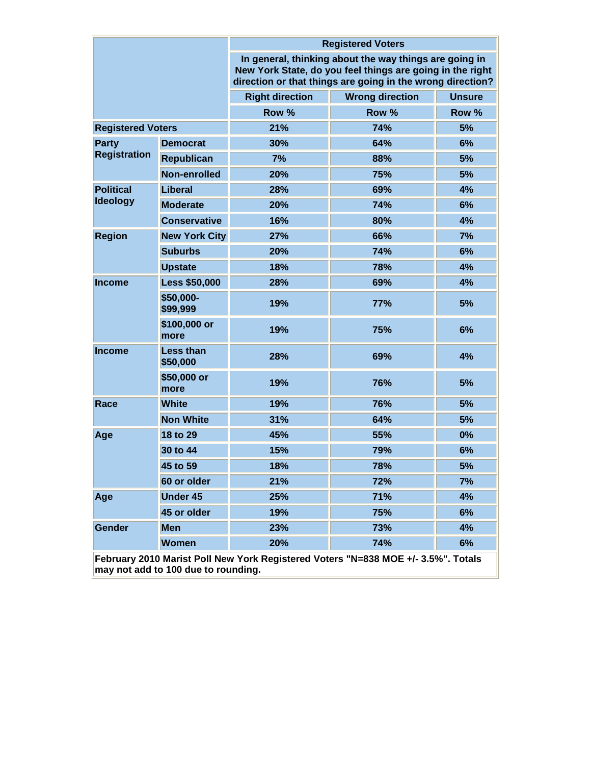| | | Registered Voters | | |
|---|---|---|---|---|
| | | In general, thinking about the way things are going in New York State, do you feel things are going in the right direction or that things are going in the wrong direction? | | |
| | | Right direction | Wrong direction | Unsure |
| | | Row % | Row % | Row % |
| Registered Voters | | 21% | 74% | 5% |
| Party Registration | Democrat | 30% | 64% | 6% |
| | Republican | 7% | 88% | 5% |
| | Non-enrolled | 20% | 75% | 5% |
| Political Ideology | Liberal | 28% | 69% | 4% |
| | Moderate | 20% | 74% | 6% |
| | Conservative | 16% | 80% | 4% |
| Region | New York City | 27% | 66% | 7% |
| | Suburbs | 20% | 74% | 6% |
| | Upstate | 18% | 78% | 4% |
| Income | Less $50,000 | 28% | 69% | 4% |
| | $50,000-$99,999 | 19% | 77% | 5% |
| | $100,000 or more | 19% | 75% | 6% |
| Income | Less than $50,000 | 28% | 69% | 4% |
| | $50,000 or more | 19% | 76% | 5% |
| Race | White | 19% | 76% | 5% |
| | Non White | 31% | 64% | 5% |
| Age | 18 to 29 | 45% | 55% | 0% |
| | 30 to 44 | 15% | 79% | 6% |
| | 45 to 59 | 18% | 78% | 5% |
| | 60 or older | 21% | 72% | 7% |
| Age | Under 45 | 25% | 71% | 4% |
| | 45 or older | 19% | 75% | 6% |
| Gender | Men | 23% | 73% | 4% |
| | Women | 20% | 74% | 6% |

February 2010 Marist Poll New York Registered Voters "N=838 MOE +/- 3.5%". Totals may not add to 100 due to rounding.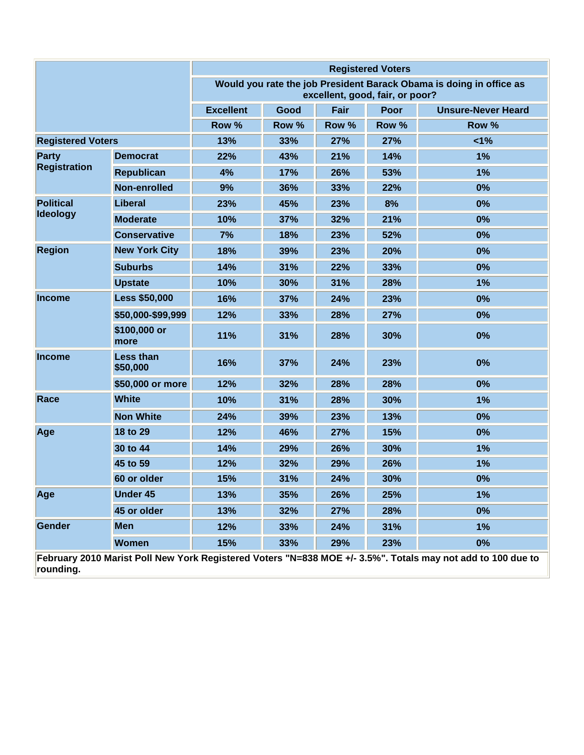| | | Registered Voters | | | | |
|---|---|---|---|---|---|---|
| | | Would you rate the job President Barack Obama is doing in office as excellent, good, fair, or poor? | | | | |
| | | Excellent | Good | Fair | Poor | Unsure-Never Heard |
| | | Row % | Row % | Row % | Row % | Row % |
| **Registered Voters** | | 13% | 33% | 27% | 27% | <1% |
| **Party Registration** | Democrat | 22% | 43% | 21% | 14% | 1% |
| | Republican | 4% | 17% | 26% | 53% | 1% |
| | Non-enrolled | 9% | 36% | 33% | 22% | 0% |
| **Political Ideology** | Liberal | 23% | 45% | 23% | 8% | 0% |
| | Moderate | 10% | 37% | 32% | 21% | 0% |
| | Conservative | 7% | 18% | 23% | 52% | 0% |
| **Region** | New York City | 18% | 39% | 23% | 20% | 0% |
| | Suburbs | 14% | 31% | 22% | 33% | 0% |
| | Upstate | 10% | 30% | 31% | 28% | 1% |
| **Income** | Less $50,000 | 16% | 37% | 24% | 23% | 0% |
| | $50,000-$99,999 | 12% | 33% | 28% | 27% | 0% |
| | $100,000 or more | 11% | 31% | 28% | 30% | 0% |
| **Income** | Less than $50,000 | 16% | 37% | 24% | 23% | 0% |
| | $50,000 or more | 12% | 32% | 28% | 28% | 0% |
| **Race** | White | 10% | 31% | 28% | 30% | 1% |
| | Non White | 24% | 39% | 23% | 13% | 0% |
| **Age** | 18 to 29 | 12% | 46% | 27% | 15% | 0% |
| | 30 to 44 | 14% | 29% | 26% | 30% | 1% |
| | 45 to 59 | 12% | 32% | 29% | 26% | 1% |
| | 60 or older | 15% | 31% | 24% | 30% | 0% |
| **Age** | Under 45 | 13% | 35% | 26% | 25% | 1% |
| | 45 or older | 13% | 32% | 27% | 28% | 0% |
| **Gender** | Men | 12% | 33% | 24% | 31% | 1% |
| | Women | 15% | 33% | 29% | 23% | 0% |

February 2010 Marist Poll New York Registered Voters "N=838 MOE +/- 3.5%". Totals may not add to 100 due to rounding.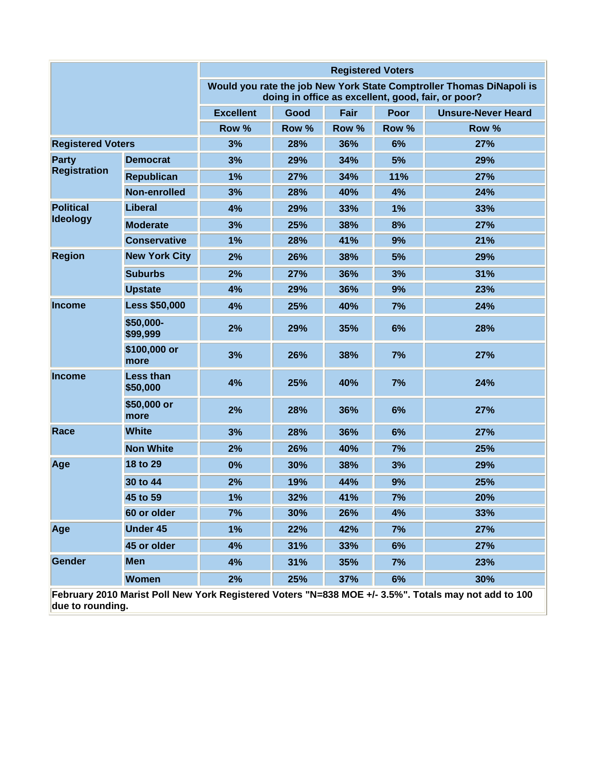| | | Registered Voters | | | | |
|---|---|---|---|---|---|---|
| | | Would you rate the job New York State Comptroller Thomas DiNapoli is doing in office as excellent, good, fair, or poor? | | | | |
| | | Excellent | Good | Fair | Poor | Unsure-Never Heard |
| | | Row % | Row % | Row % | Row % | Row % |
| Registered Voters | | 3% | 28% | 36% | 6% | 27% |
| Party Registration | Democrat | 3% | 29% | 34% | 5% | 29% |
| | Republican | 1% | 27% | 34% | 11% | 27% |
| | Non-enrolled | 3% | 28% | 40% | 4% | 24% |
| Political Ideology | Liberal | 4% | 29% | 33% | 1% | 33% |
| | Moderate | 3% | 25% | 38% | 8% | 27% |
| | Conservative | 1% | 28% | 41% | 9% | 21% |
| Region | New York City | 2% | 26% | 38% | 5% | 29% |
| | Suburbs | 2% | 27% | 36% | 3% | 31% |
| | Upstate | 4% | 29% | 36% | 9% | 23% |
| Income | Less $50,000 | 4% | 25% | 40% | 7% | 24% |
| | $50,000-$99,999 | 2% | 29% | 35% | 6% | 28% |
| | $100,000 or more | 3% | 26% | 38% | 7% | 27% |
| Income | Less than $50,000 | 4% | 25% | 40% | 7% | 24% |
| | $50,000 or more | 2% | 28% | 36% | 6% | 27% |
| Race | White | 3% | 28% | 36% | 6% | 27% |
| | Non White | 2% | 26% | 40% | 7% | 25% |
| Age | 18 to 29 | 0% | 30% | 38% | 3% | 29% |
| | 30 to 44 | 2% | 19% | 44% | 9% | 25% |
| | 45 to 59 | 1% | 32% | 41% | 7% | 20% |
| | 60 or older | 7% | 30% | 26% | 4% | 33% |
| Age | Under 45 | 1% | 22% | 42% | 7% | 27% |
| | 45 or older | 4% | 31% | 33% | 6% | 27% |
| Gender | Men | 4% | 31% | 35% | 7% | 23% |
| | Women | 2% | 25% | 37% | 6% | 30% |

February 2010 Marist Poll New York Registered Voters "N=838 MOE +/- 3.5%". Totals may not add to 100 due to rounding.